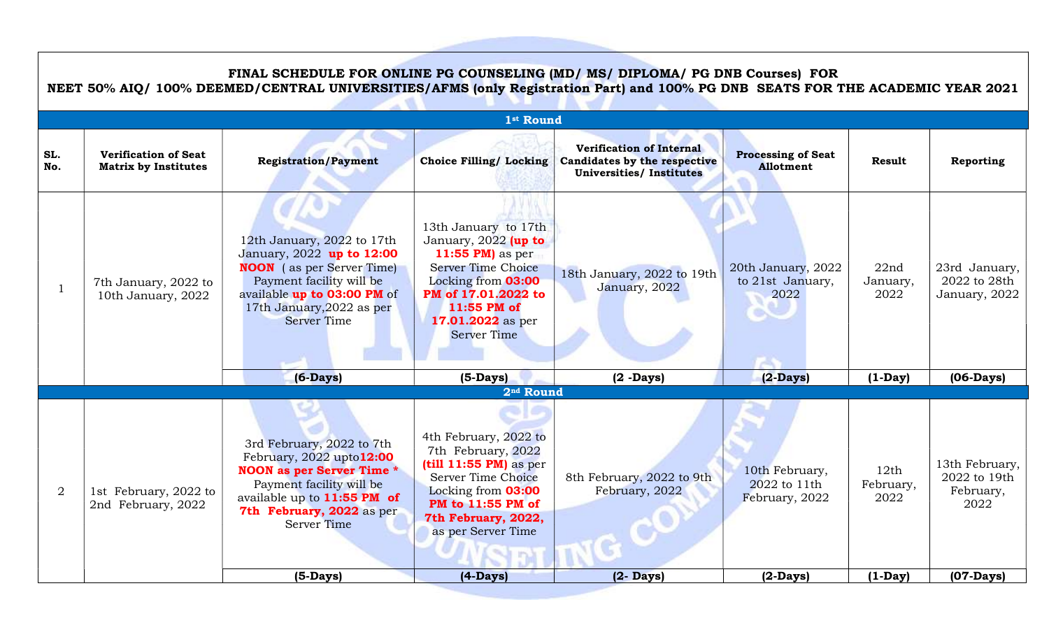**FINAL SCHEDULE FOR ONLINE PG COUNSELING (MD/ MS/ DIPLOMA/ PG DNB Courses) FOR NEET 50% AIQ/ 100% DEEMED/CENTRAL UNIVERSITIES/AFMS (only Registration Part) and 100% PG DNB SEATS FOR THE ACADEMIC YEAR 2021**

| SL. No. | Verification of Seat Matrix by Institutes | Registration/Payment | Choice Filling/ Locking | Verification of Internal Candidates by the respective Universities/ Institutes | Processing of Seat Allotment | Result | Reporting |
|---|---|---|---|---|---|---|---|
| **1st Round** | | | | | | | |
| 1 | 7th January, 2022 to 10th January, 2022 | 12th January, 2022 to 17th January, 2022 **up to 12:00 NOON** ( as per Server Time) Payment facility will be available **up to 03:00 PM** of 17th January,2022 as per Server Time | 13th January to 17th January, 2022 **(up to 11:55 PM)** as per Server Time Choice Locking from **03:00 PM of 17.01.2022 to 11:55 PM of 17.01.2022** as per Server Time | 18th January, 2022 to 19th January, 2022 | 20th January, 2022 to 21st January, 2022 | 22nd January, 2022 | 23rd January, 2022 to 28th January, 2022 |
| | | **(6-Days)** | **(5-Days)** | **(2 -Days)** | **(2-Days)** | **(1-Day)** | **(06-Days)** |
| **2nd Round** | | | | | | | |
| 2 | 1st February, 2022 to 2nd February, 2022 | 3rd February, 2022 to 7th February, 2022 upto**12:00 NOON as per Server Time *** Payment facility will be available up to **11:55 PM of 7th February, 2022** as per Server Time | 4th February, 2022 to 7th February, 2022 **(till 11:55 PM)** as per Server Time Choice Locking from **03:00 PM to 11:55 PM of 7th February, 2022,** as per Server Time | 8th February, 2022 to 9th February, 2022 | 10th February, 2022 to 11th February, 2022 | 12th February, 2022 | 13th February, 2022 to 19th February, 2022 |
| | | **(5-Days)** | **(4-Days)** | **(2- Days)** | **(2-Days)** | **(1-Day)** | **(07-Days)** |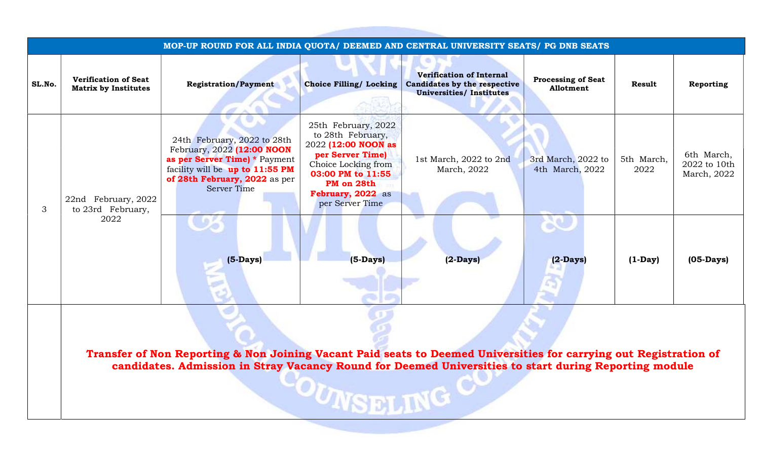| MOP-UP ROUND FOR ALL INDIA QUOTA/ DEEMED AND CENTRAL UNIVERSITY SEATS/ PG DNB SEATS | | | | | | | |
|---|---|---|---|---|---|---|---|
| **SL.No.** | **Verification of Seat Matrix by Institutes** | **Registration/Payment** | **Choice Filling/ Locking** | **Verification of Internal Candidates by the respective Universities/ Institutes** | **Processing of Seat Allotment** | **Result** | **Reporting** |
| 3 | 22nd February, 2022 to 23rd February, 2022 | 24th February, 2022 to 28th February, 2022 **(12:00 NOON as per Server Time) *** Payment facility will be **up to 11:55 PM of 28th February, 2022** as per Server Time | 25th February, 2022 to 28th February, 2022 **(12:00 NOON as per Server Time)** Choice Locking from **03:00 PM to 11:55 PM on 28th February, 2022** as per Server Time | 1st March, 2022 to 2nd March, 2022 | 3rd March, 2022 to 4th March, 2022 | 5th March, 2022 | 6th March, 2022 to 10th March, 2022 |
| | | **(5-Days)** | **(5-Days)** | **(2-Days)** | **(2-Days)** | **(1-Day)** | **(05-Days)** |
| | **Transfer of Non Reporting & Non Joining Vacant Paid seats to Deemed Universities for carrying out Registration of candidates. Admission in Stray Vacancy Round for Deemed Universities to start during Reporting module** | | | | | | |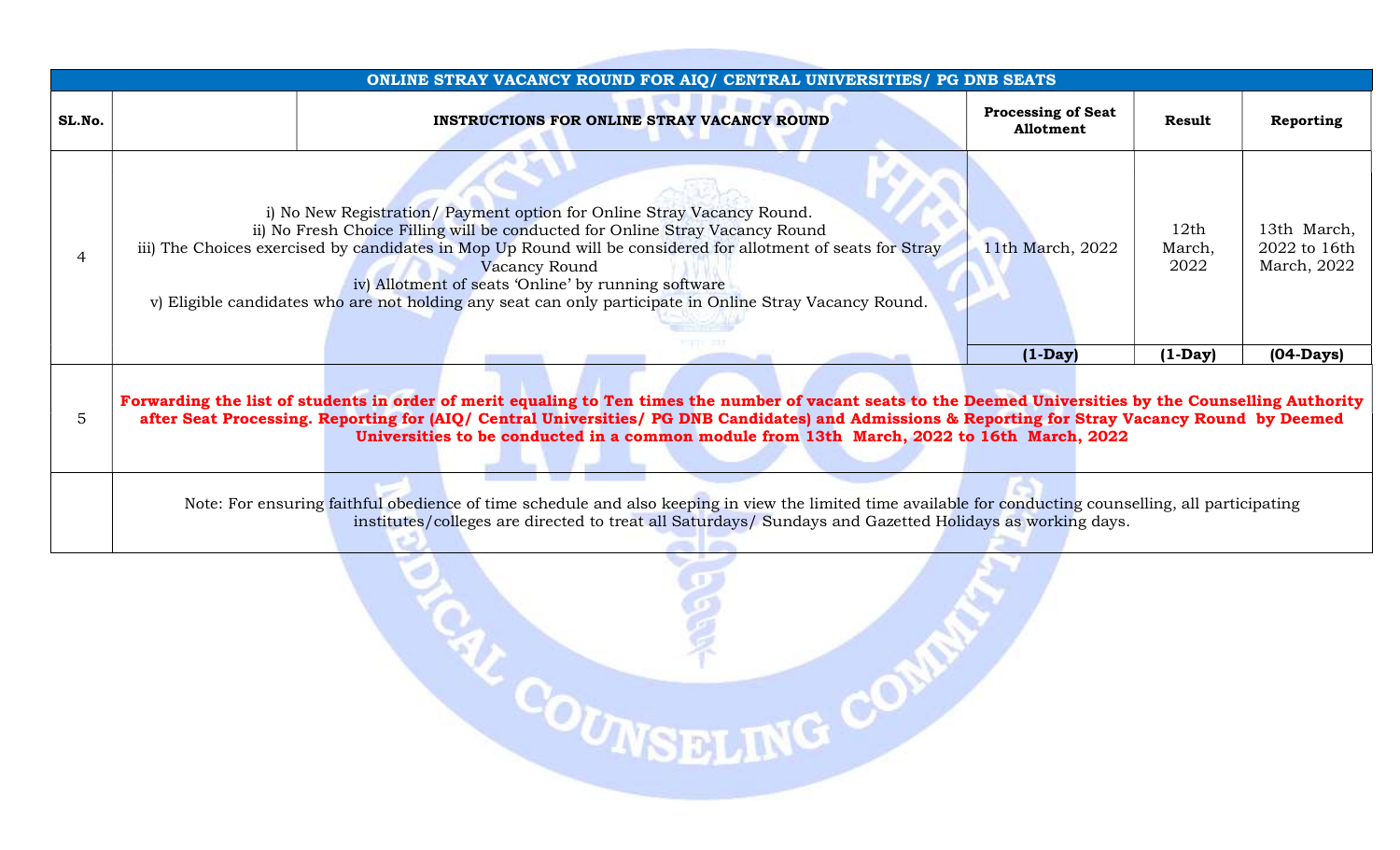| ONLINE STRAY VACANCY ROUND FOR AIQ/ CENTRAL UNIVERSITIES/ PG DNB SEATS | | | | |
|---|---|---|---|---|
| **SL.No.** | **INSTRUCTIONS FOR ONLINE STRAY VACANCY ROUND** | **Processing of Seat Allotment** | **Result** | **Reporting** |
| 4 | i) No New Registration/ Payment option for Online Stray Vacancy Round.<br>ii) No Fresh Choice Filling will be conducted for Online Stray Vacancy Round<br>iii) The Choices exercised by candidates in Mop Up Round will be considered for allotment of seats for Stray Vacancy Round<br>iv) Allotment of seats 'Online' by running software<br>v) Eligible candidates who are not holding any seat can only participate in Online Stray Vacancy Round. | 11th March, 2022<br><br>**(1-Day)** | 12th March, 2022<br><br>**(1-Day)** | 13th March, 2022 to 16th March, 2022<br><br>**(04-Days)** |
| 5 | **Forwarding the list of students in order of merit equaling to Ten times the number of vacant seats to the Deemed Universities by the Counselling Authority after Seat Processing. Reporting for (AIQ/ Central Universities/ PG DNB Candidates) and Admissions & Reporting for Stray Vacancy Round by Deemed Universities to be conducted in a common module from 13th March, 2022 to 16th March, 2022** | | | |
| | Note: For ensuring faithful obedience of time schedule and also keeping in view the limited time available for conducting counselling, all participating institutes/colleges are directed to treat all Saturdays/ Sundays and Gazetted Holidays as working days. | | | |